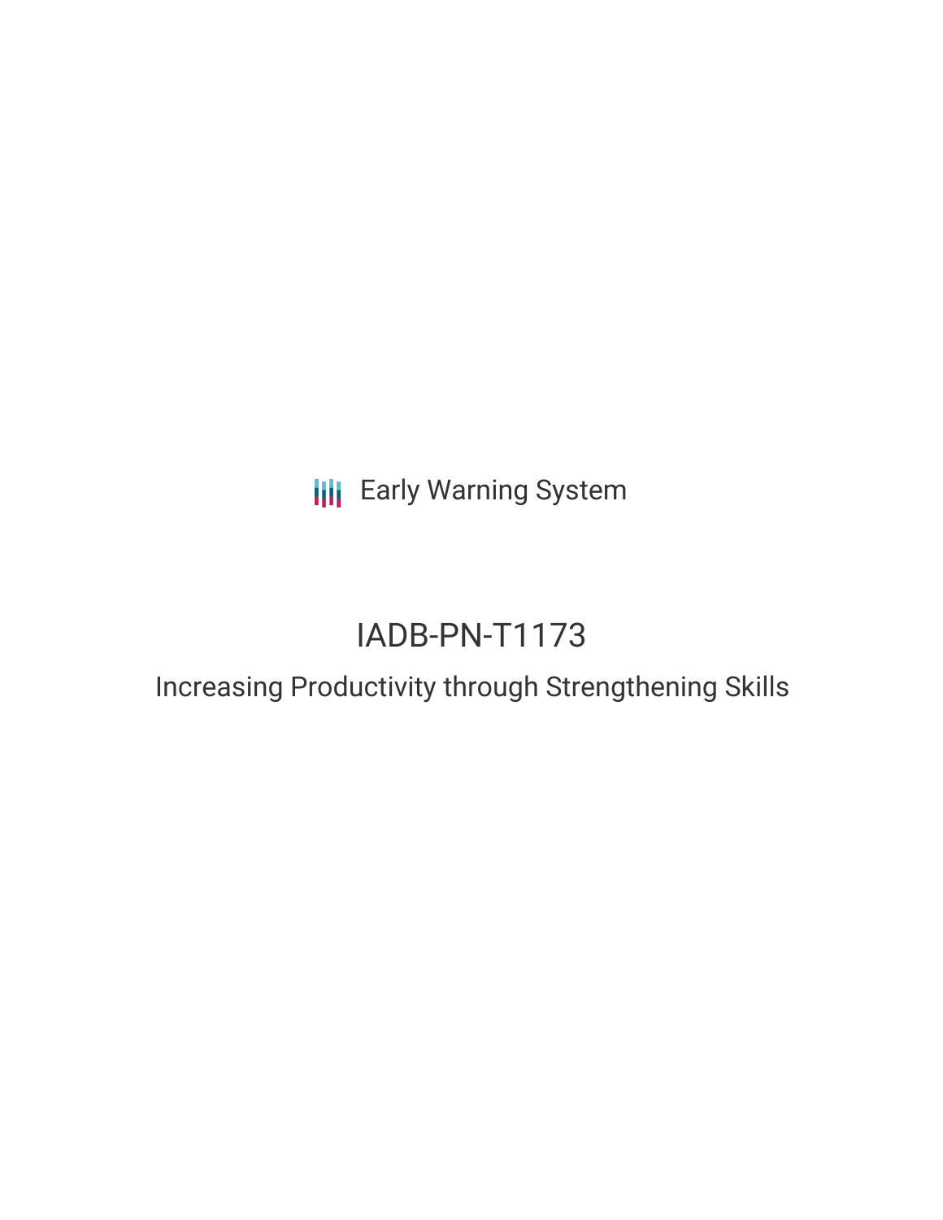Early Warning System

# IADB-PN-T1173

## Increasing Productivity through Strengthening Skills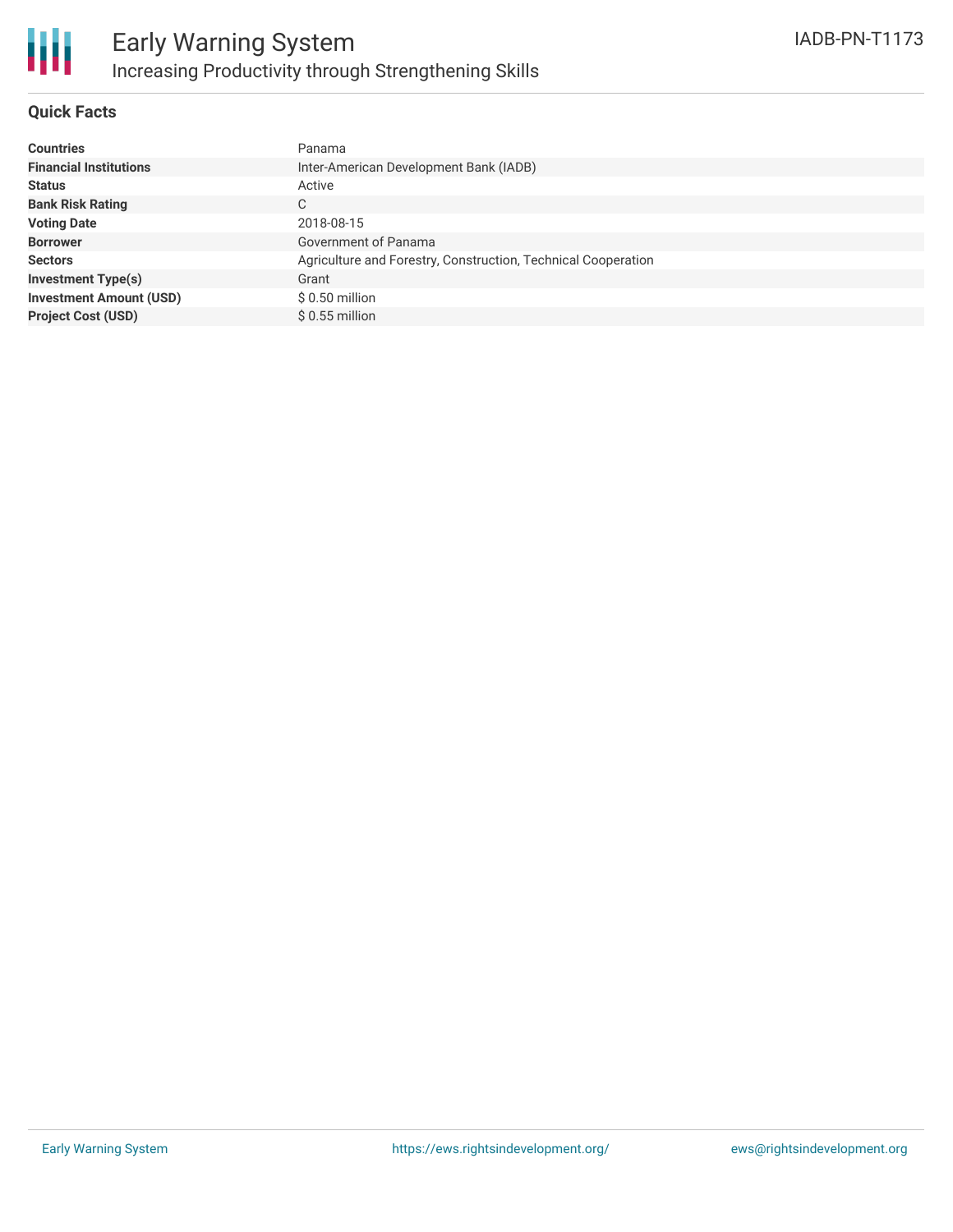# Early Warning System

## Increasing Productivity through Strengthening Skills

IADB-PN-T1173

### Quick Facts

| | |
|---|---|
| **Countries** | Panama |
| **Financial Institutions** | Inter-American Development Bank (IADB) |
| **Status** | Active |
| **Bank Risk Rating** | C |
| **Voting Date** | 2018-08-15 |
| **Borrower** | Government of Panama |
| **Sectors** | Agriculture and Forestry, Construction, Technical Cooperation |
| **Investment Type(s)** | Grant |
| **Investment Amount (USD)** | $ 0.50 million |
| **Project Cost (USD)** | $ 0.55 million |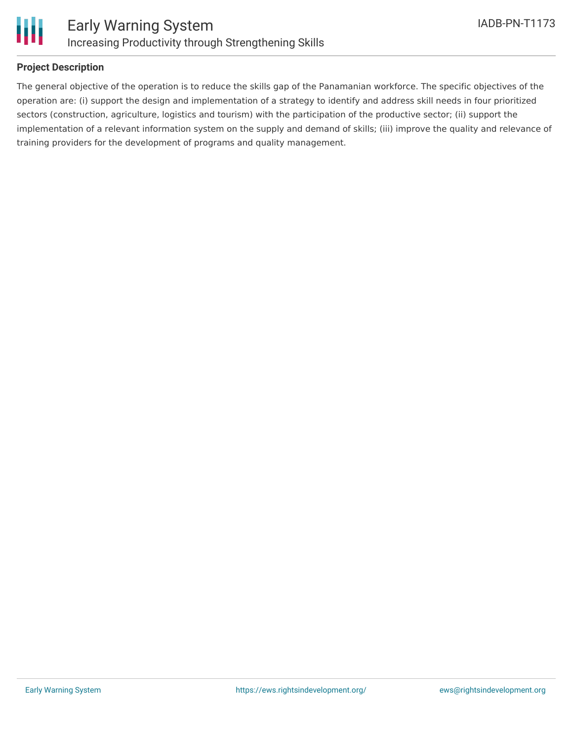## Project Description

The general objective of the operation is to reduce the skills gap of the Panamanian workforce. The specific objectives of the operation are: (i) support the design and implementation of a strategy to identify and address skill needs in four prioritized sectors (construction, agriculture, logistics and tourism) with the participation of the productive sector; (ii) support the implementation of a relevant information system on the supply and demand of skills; (iii) improve the quality and relevance of training providers for the development of programs and quality management.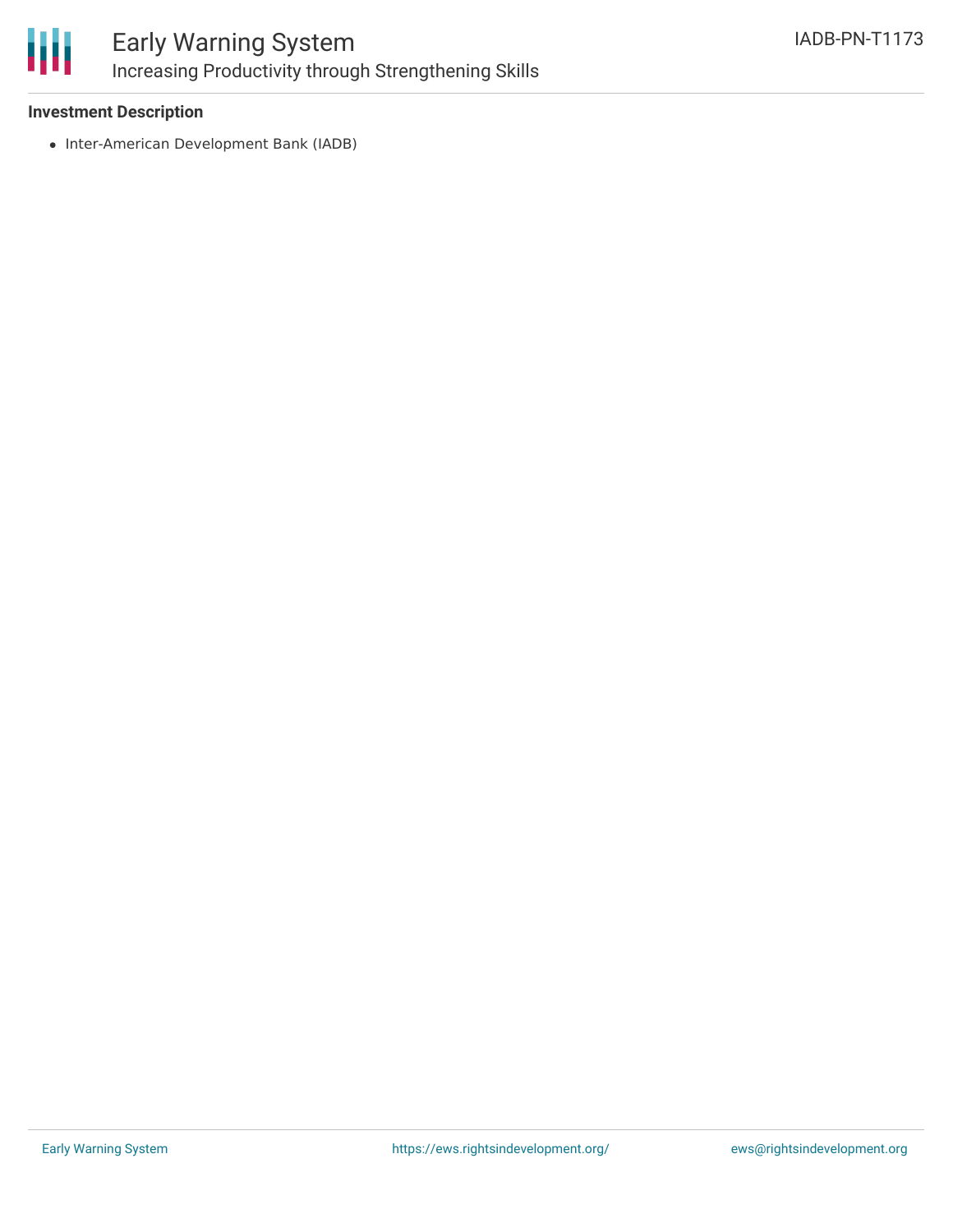**Investment Description**

- Inter-American Development Bank (IADB)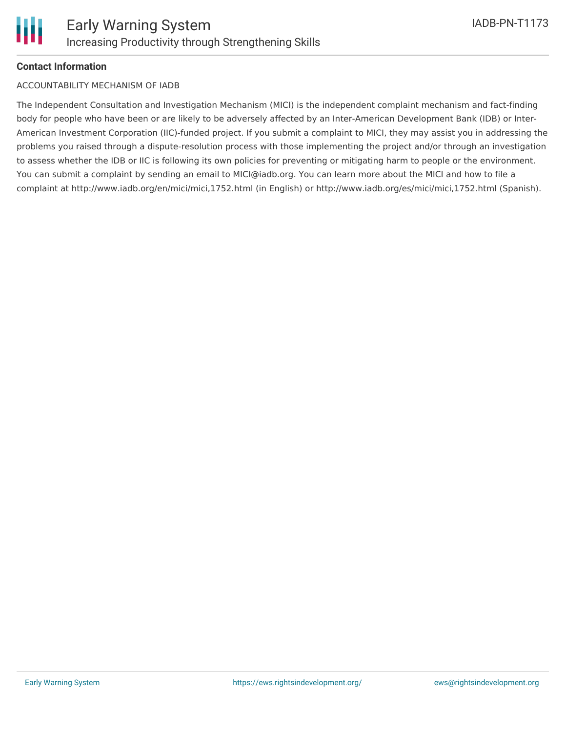**Contact Information**

ACCOUNTABILITY MECHANISM OF IADB

The Independent Consultation and Investigation Mechanism (MICI) is the independent complaint mechanism and fact-finding body for people who have been or are likely to be adversely affected by an Inter-American Development Bank (IDB) or Inter-American Investment Corporation (IIC)-funded project. If you submit a complaint to MICI, they may assist you in addressing the problems you raised through a dispute-resolution process with those implementing the project and/or through an investigation to assess whether the IDB or IIC is following its own policies for preventing or mitigating harm to people or the environment. You can submit a complaint by sending an email to MICI@iadb.org. You can learn more about the MICI and how to file a complaint at http://www.iadb.org/en/mici/mici,1752.html (in English) or http://www.iadb.org/es/mici/mici,1752.html (Spanish).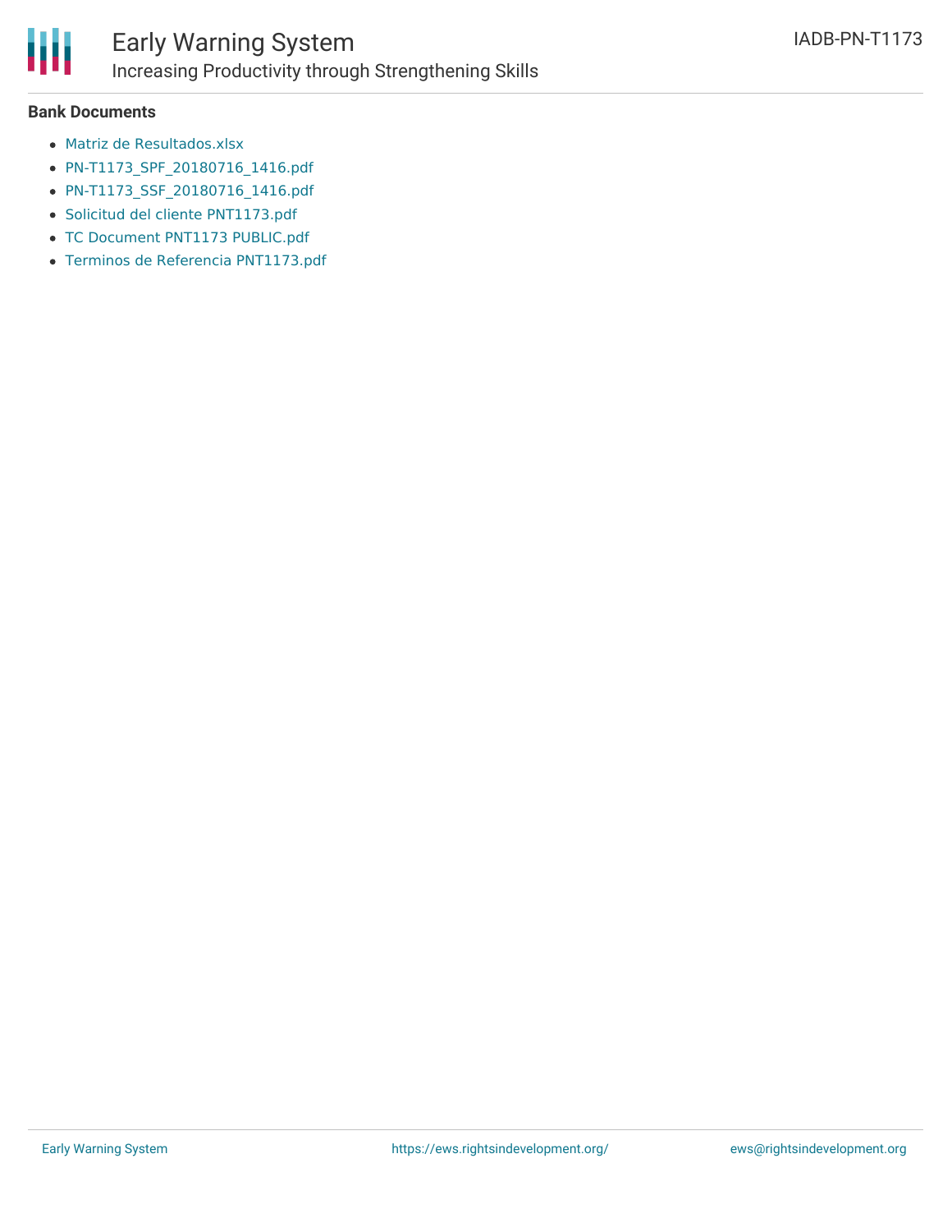**Bank Documents**

- Matriz de Resultados.xlsx
- PN-T1173_SPF_20180716_1416.pdf
- PN-T1173_SSF_20180716_1416.pdf
- Solicitud del cliente PNT1173.pdf
- TC Document PNT1173 PUBLIC.pdf
- Terminos de Referencia PNT1173.pdf